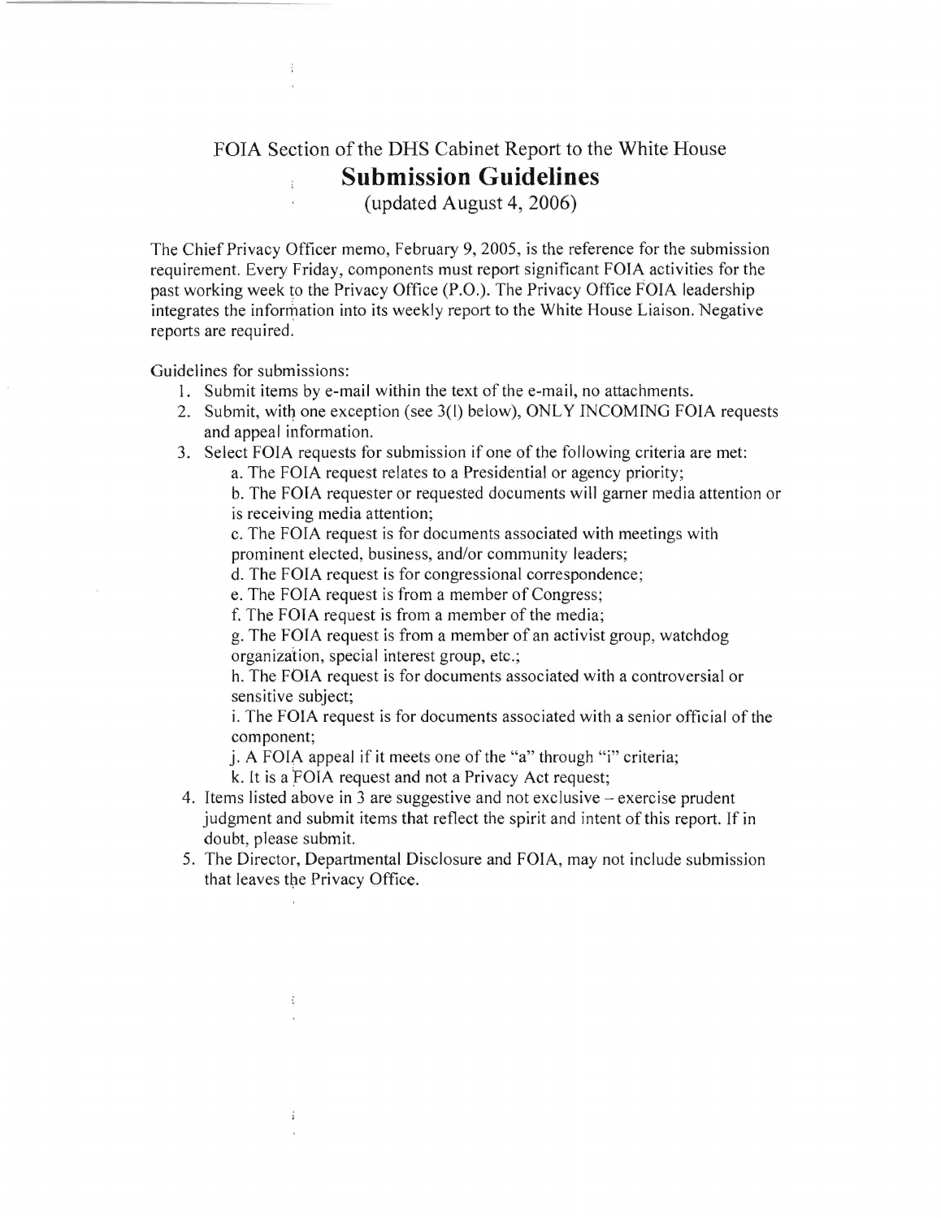FOIA Section of the DHS Cabinet Report to the White House

# Submission Guidelines

(updated August 4, 2006)

The Chief Privacy Officer memo, February 9, 2005, is the reference for the submission requirement. Every Friday, components must report significant FOIA activities for the past working week to the Privacy Office (P.O.). The Privacy Office FOIA leadership integrates the information into its weekly report to the White House Liaison. Negative reports are required.

Guidelines for submissions:

1. Submit items by e-mail within the text of the e-mail, no attachments.
2. Submit, with one exception (see 3(l) below), ONLY INCOMING FOIA requests and appeal information.
3. Select FOIA requests for submission if one of the following criteria are met:
   a. The FOIA request relates to a Presidential or agency priority;
   b. The FOIA requester or requested documents will garner media attention or is receiving media attention;
   c. The FOIA request is for documents associated with meetings with prominent elected, business, and/or community leaders;
   d. The FOIA request is for congressional correspondence;
   e. The FOIA request is from a member of Congress;
   f. The FOIA request is from a member of the media;
   g. The FOIA request is from a member of an activist group, watchdog organization, special interest group, etc.;
   h. The FOIA request is for documents associated with a controversial or sensitive subject;
   i. The FOIA request is for documents associated with a senior official of the component;
   j. A FOIA appeal if it meets one of the "a" through "i" criteria;
   k. It is a FOIA request and not a Privacy Act request;
4. Items listed above in 3 are suggestive and not exclusive – exercise prudent judgment and submit items that reflect the spirit and intent of this report. If in doubt, please submit.
5. The Director, Departmental Disclosure and FOIA, may not include submission that leaves the Privacy Office.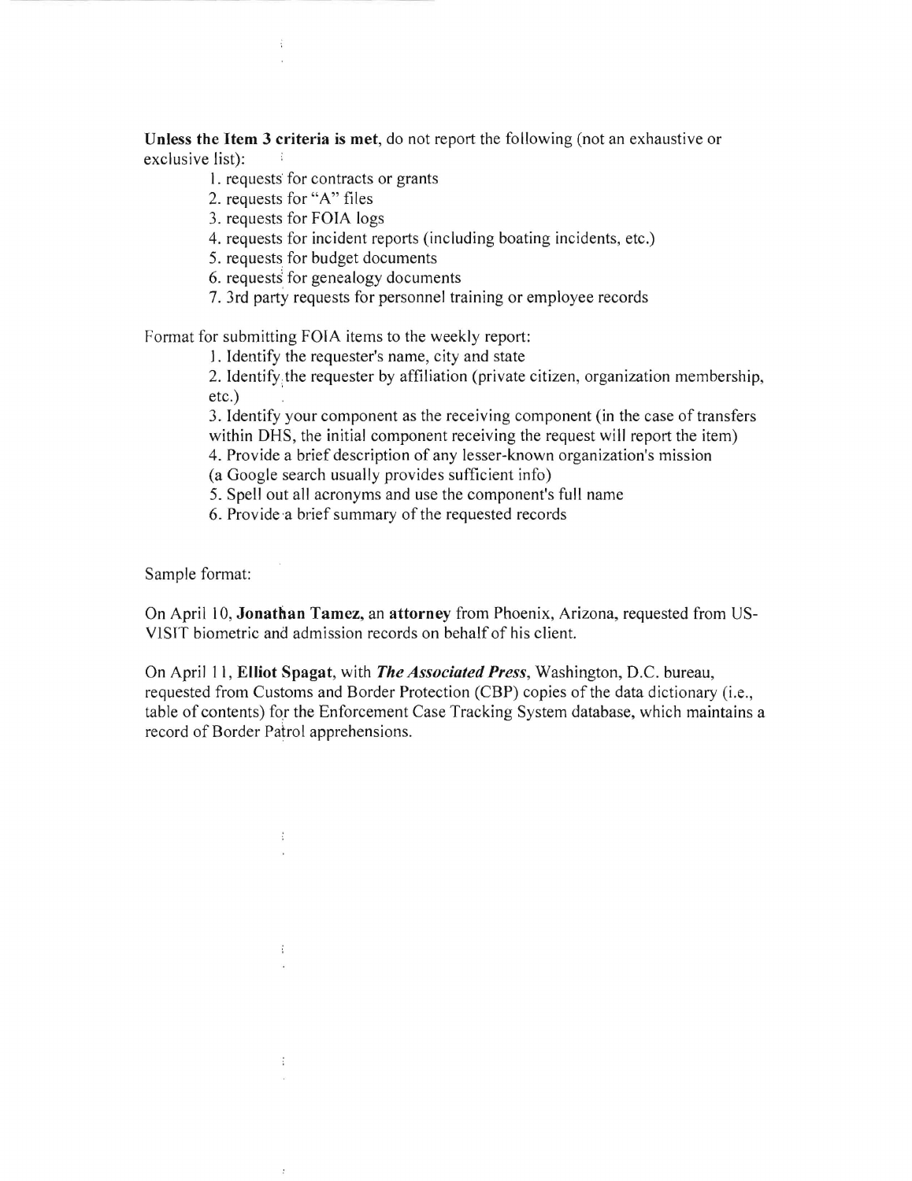**Unless the Item 3 criteria is met**, do not report the following (not an exhaustive or exclusive list):

1. requests for contracts or grants
2. requests for "A" files
3. requests for FOIA logs
4. requests for incident reports (including boating incidents, etc.)
5. requests for budget documents
6. requests for genealogy documents
7. 3rd party requests for personnel training or employee records

Format for submitting FOIA items to the weekly report:

1. Identify the requester's name, city and state
2. Identify the requester by affiliation (private citizen, organization membership, etc.)
3. Identify your component as the receiving component (in the case of transfers within DHS, the initial component receiving the request will report the item)
4. Provide a brief description of any lesser-known organization's mission (a Google search usually provides sufficient info)
5. Spell out all acronyms and use the component's full name
6. Provide a brief summary of the requested records

Sample format:

On April 10, **Jonathan Tamez**, an **attorney** from Phoenix, Arizona, requested from US-VISIT biometric and admission records on behalf of his client.

On April 11, **Elliot Spagat**, with ***The Associated Press***, Washington, D.C. bureau, requested from Customs and Border Protection (CBP) copies of the data dictionary (i.e., table of contents) for the Enforcement Case Tracking System database, which maintains a record of Border Patrol apprehensions.